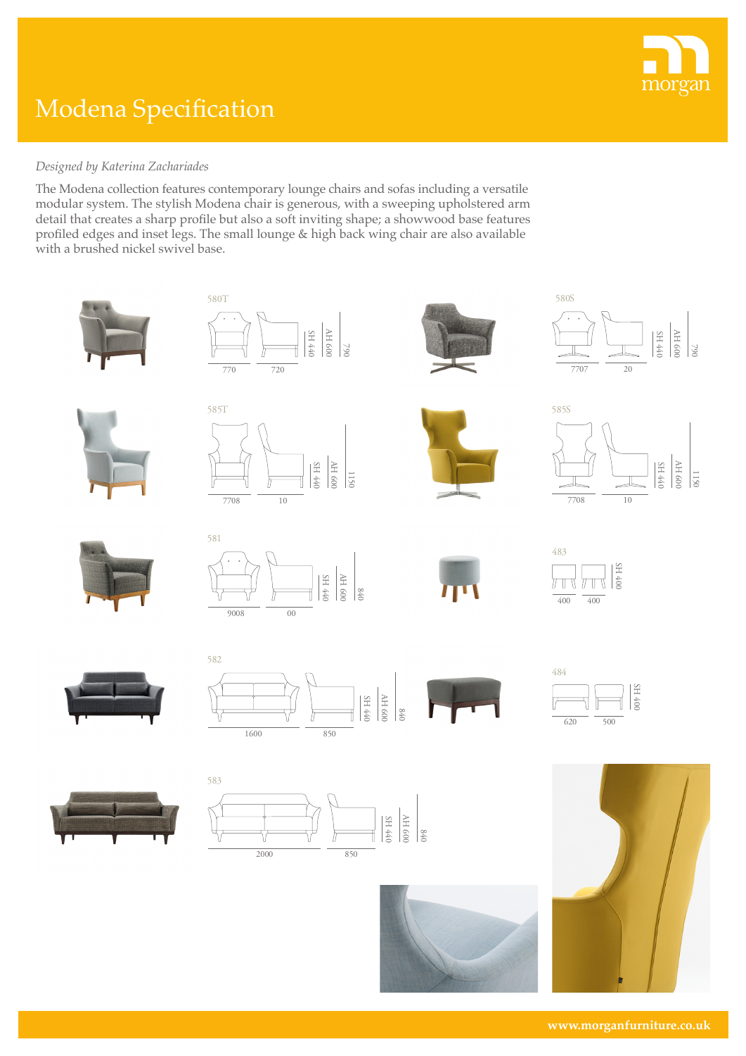# Modena Specification

*Designed by Katerina Zachariades*

The Modena collection features contemporary lounge chairs and sofas including a versatile modular system. The stylish Modena chair is generous, with a sweeping upholstered arm detail that creates a sharp profile but also a soft inviting shape; a showwood base features profiled edges and inset legs. The small lounge & high back wing chair are also available with a brushed nickel swivel base.

580T
770 | 720 | SH 440 | AH 600 | 790

580S
7707 | 20 | SH 440 | AH 600 | 790

585T
7708 | 10 | SH 440 | AH 600 | 1150

585S
7708 | 10 | SH 440 | AH 600 | 1150

581
9008 | 00 | SH 440 | AH 600 | 840

483
400 | 400 | SH 400

582
1600 | 850 | SH 440 | AH 600 | 840

484
620 | 500 | SH 400

583
2000 | 850 | SH 440 | AH 600 | 840

www.morganfurniture.co.uk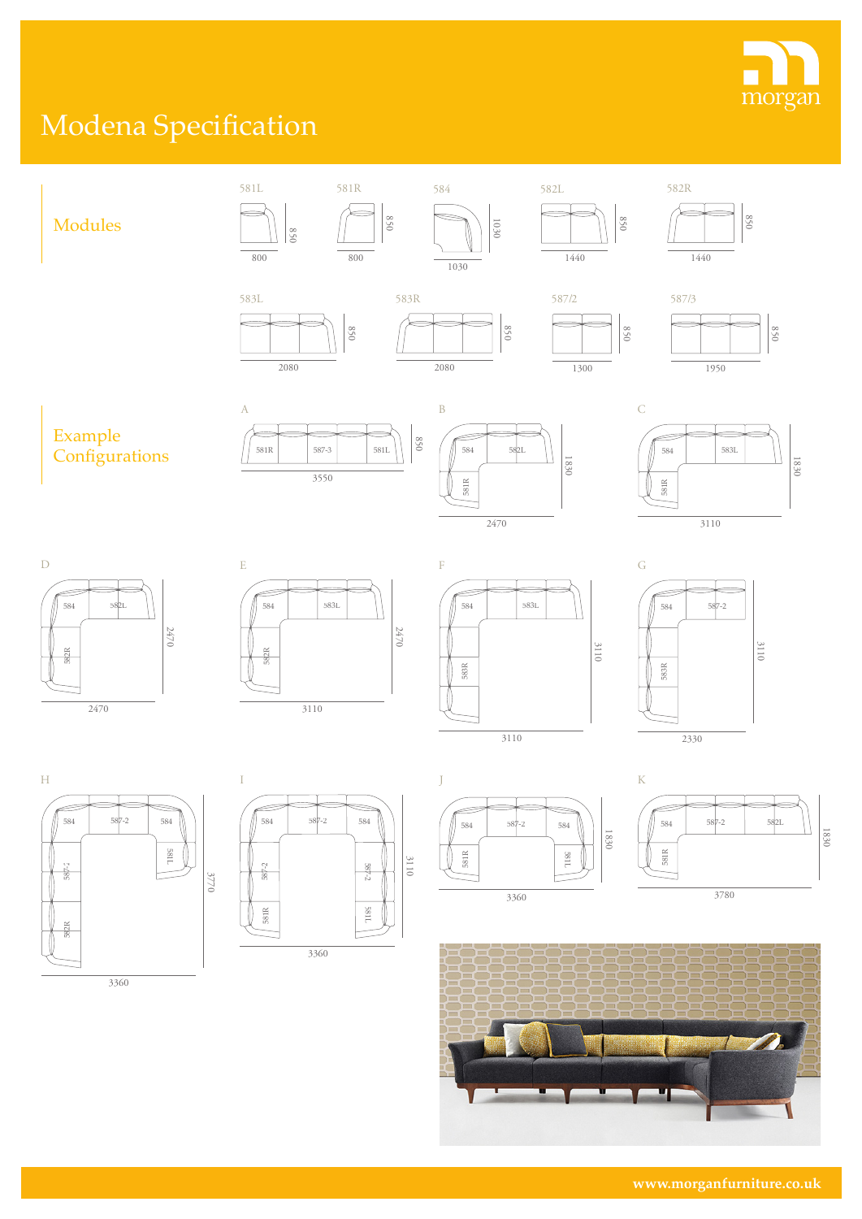# Modena Specification

morgan

## Modules

581L
850
800

581R
850
800

584
1030
1030

582L
850
1440

582R
850
1440

583L
850
2080

583R
850
2080

587/2
850
1300

587/3
850
1950

## Example Configurations

A
581R 587-3 581L
850
3550

B
584 582L 581R
1830
2470

C
584 583L 581R
1830
3110

D
584 582L 582R
2470
2470

E
584 583L 582R
2470
3110

F
584 583L 583R
3110
3110

G
584 587-2 583R
3110
2330

H
584 587-2 584 581L 587-2 582R
3770
3360

I
584 587-2 584 587-2 581R 587-2 581L
3110
3360

J
584 587-2 584 581R 581L
1830
3360

K
584 587-2 582L 581R
1830
3780

www.morganfurniture.co.uk